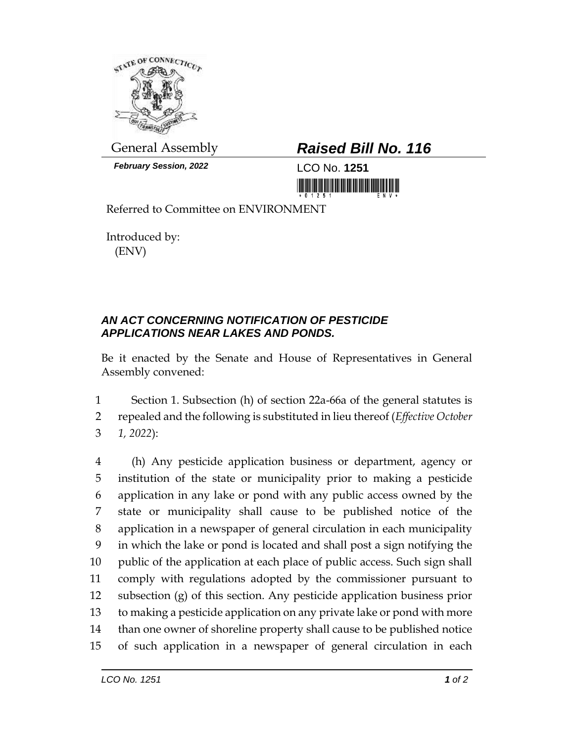General Assembly

***February Session, 2022***

## ***Raised Bill No. 116***

LCO No. **1251**

Referred to Committee on ENVIRONMENT

Introduced by:
(ENV)

### ***AN ACT CONCERNING NOTIFICATION OF PESTICIDE APPLICATIONS NEAR LAKES AND PONDS.***

Be it enacted by the Senate and House of Representatives in General Assembly convened:

1 Section 1. Subsection (h) of section 22a-66a of the general statutes is
2 repealed and the following is substituted in lieu thereof (*Effective October*
3 *1, 2022*):

4 (h) Any pesticide application business or department, agency or
5 institution of the state or municipality prior to making a pesticide
6 application in any lake or pond with any public access owned by the
7 state or municipality shall cause to be published notice of the
8 application in a newspaper of general circulation in each municipality
9 in which the lake or pond is located and shall post a sign notifying the
10 public of the application at each place of public access. Such sign shall
11 comply with regulations adopted by the commissioner pursuant to
12 subsection (g) of this section. Any pesticide application business prior
13 to making a pesticide application on any private lake or pond with more
14 than one owner of shoreline property shall cause to be published notice
15 of such application in a newspaper of general circulation in each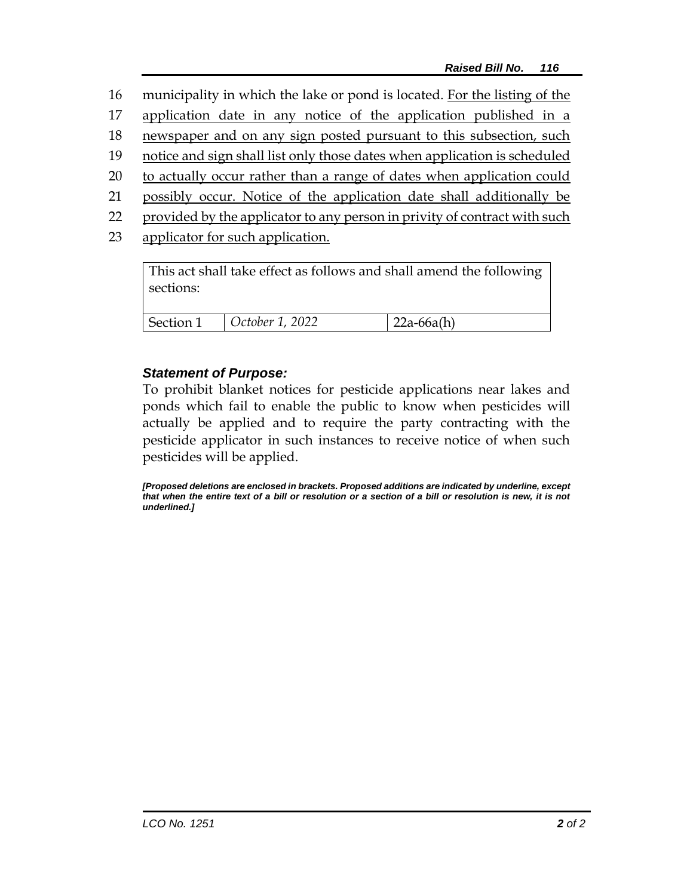16 municipality in which the lake or pond is located. <u>For the listing of the</u>
17 <u>application date in any notice of the application published in a</u>
18 <u>newspaper and on any sign posted pursuant to this subsection, such</u>
19 <u>notice and sign shall list only those dates when application is scheduled</u>
20 <u>to actually occur rather than a range of dates when application could</u>
21 <u>possibly occur. Notice of the application date shall additionally be</u>
22 <u>provided by the applicator to any person in privity of contract with such</u>
23 <u>applicator for such application.</u>

| This act shall take effect as follows and shall amend the following sections: | | |
|---|---|---|
| Section 1 | *October 1, 2022* | 22a-66a(h) |

### *Statement of Purpose:*

To prohibit blanket notices for pesticide applications near lakes and ponds which fail to enable the public to know when pesticides will actually be applied and to require the party contracting with the pesticide applicator in such instances to receive notice of when such pesticides will be applied.

***[Proposed deletions are enclosed in brackets. Proposed additions are indicated by underline, except that when the entire text of a bill or resolution or a section of a bill or resolution is new, it is not underlined.]***